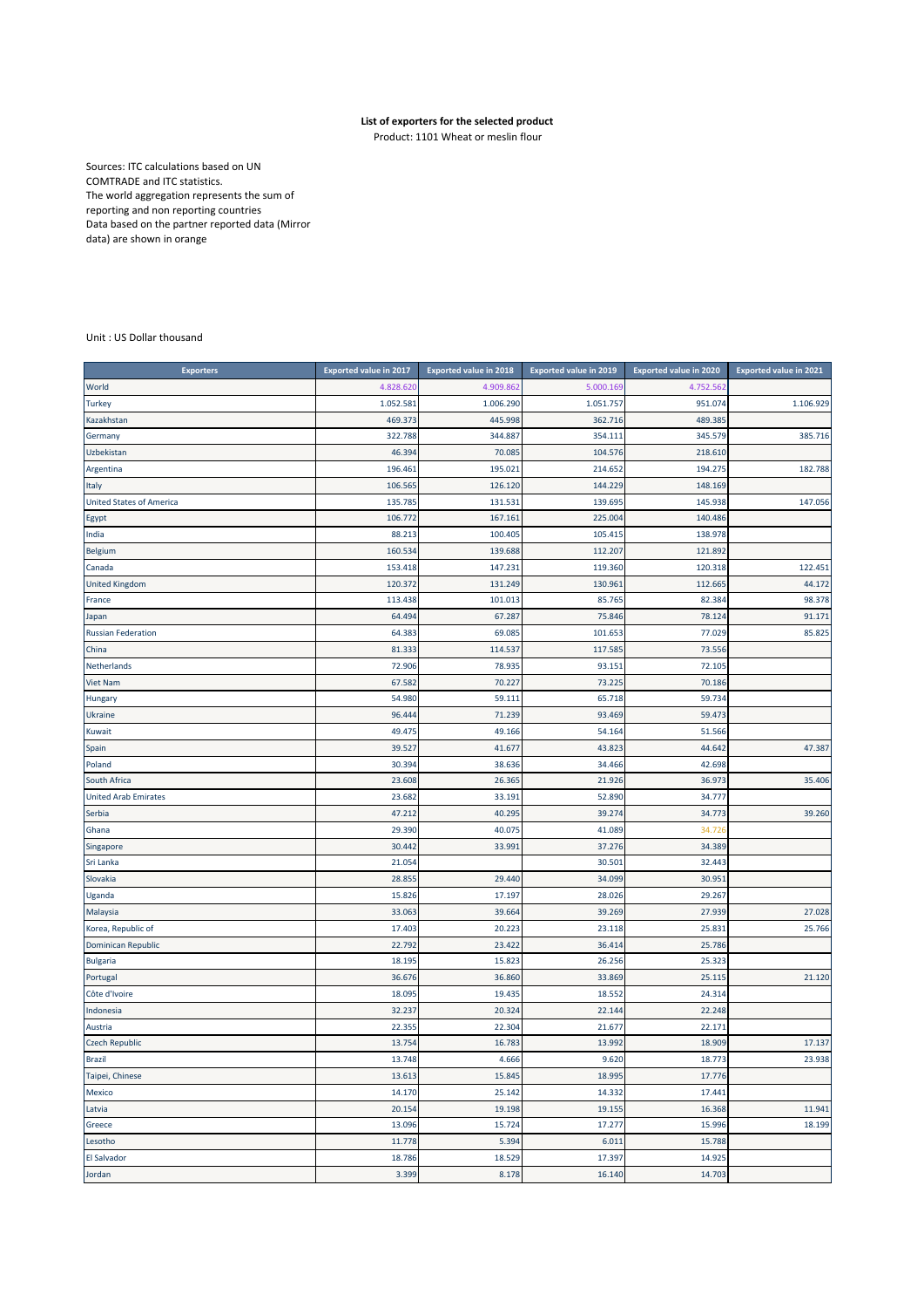**List of exporters for the selected product**

Product: 1101 Wheat or meslin flour

Sources: ITC calculations based on UN COMTRADE and ITC statistics.
The world aggregation represents the sum of reporting and non reporting countries
Data based on the partner reported data (Mirror data) are shown in orange

Unit : US Dollar thousand

| Exporters | Exported value in 2017 | Exported value in 2018 | Exported value in 2019 | Exported value in 2020 | Exported value in 2021 |
|---|---|---|---|---|---|
| World | 4.828.620 | 4.909.862 | 5.000.169 | 4.752.562 | |
| Turkey | 1.052.581 | 1.006.290 | 1.051.757 | 951.074 | 1.106.929 |
| Kazakhstan | 469.373 | 445.998 | 362.716 | 489.385 | |
| Germany | 322.788 | 344.887 | 354.111 | 345.579 | 385.716 |
| Uzbekistan | 46.394 | 70.085 | 104.576 | 218.610 | |
| Argentina | 196.461 | 195.021 | 214.652 | 194.275 | 182.788 |
| Italy | 106.565 | 126.120 | 144.229 | 148.169 | |
| United States of America | 135.785 | 131.531 | 139.695 | 145.938 | 147.056 |
| Egypt | 106.772 | 167.161 | 225.004 | 140.486 | |
| India | 88.213 | 100.405 | 105.415 | 138.978 | |
| Belgium | 160.534 | 139.688 | 112.207 | 121.892 | |
| Canada | 153.418 | 147.231 | 119.360 | 120.318 | 122.451 |
| United Kingdom | 120.372 | 131.249 | 130.961 | 112.665 | 44.172 |
| France | 113.438 | 101.013 | 85.765 | 82.384 | 98.378 |
| Japan | 64.494 | 67.287 | 75.846 | 78.124 | 91.171 |
| Russian Federation | 64.383 | 69.085 | 101.653 | 77.029 | 85.825 |
| China | 81.333 | 114.537 | 117.585 | 73.556 | |
| Netherlands | 72.906 | 78.935 | 93.151 | 72.105 | |
| Viet Nam | 67.582 | 70.227 | 73.225 | 70.186 | |
| Hungary | 54.980 | 59.111 | 65.718 | 59.734 | |
| Ukraine | 96.444 | 71.239 | 93.469 | 59.473 | |
| Kuwait | 49.475 | 49.166 | 54.164 | 51.566 | |
| Spain | 39.527 | 41.677 | 43.823 | 44.642 | 47.387 |
| Poland | 30.394 | 38.636 | 34.466 | 42.698 | |
| South Africa | 23.608 | 26.365 | 21.926 | 36.973 | 35.406 |
| United Arab Emirates | 23.682 | 33.191 | 52.890 | 34.777 | |
| Serbia | 47.212 | 40.295 | 39.274 | 34.773 | 39.260 |
| Ghana | 29.390 | 40.075 | 41.089 | 34.726 | |
| Singapore | 30.442 | 33.991 | 37.276 | 34.389 | |
| Sri Lanka | 21.054 | | 30.501 | 32.443 | |
| Slovakia | 28.855 | 29.440 | 34.099 | 30.951 | |
| Uganda | 15.826 | 17.197 | 28.026 | 29.267 | |
| Malaysia | 33.063 | 39.664 | 39.269 | 27.939 | 27.028 |
| Korea, Republic of | 17.403 | 20.223 | 23.118 | 25.831 | 25.766 |
| Dominican Republic | 22.792 | 23.422 | 36.414 | 25.786 | |
| Bulgaria | 18.195 | 15.823 | 26.256 | 25.323 | |
| Portugal | 36.676 | 36.860 | 33.869 | 25.115 | 21.120 |
| Côte d'Ivoire | 18.095 | 19.435 | 18.552 | 24.314 | |
| Indonesia | 32.237 | 20.324 | 22.144 | 22.248 | |
| Austria | 22.355 | 22.304 | 21.677 | 22.171 | |
| Czech Republic | 13.754 | 16.783 | 13.992 | 18.909 | 17.137 |
| Brazil | 13.748 | 4.666 | 9.620 | 18.773 | 23.938 |
| Taipei, Chinese | 13.613 | 15.845 | 18.995 | 17.776 | |
| Mexico | 14.170 | 25.142 | 14.332 | 17.441 | |
| Latvia | 20.154 | 19.198 | 19.155 | 16.368 | 11.941 |
| Greece | 13.096 | 15.724 | 17.277 | 15.996 | 18.199 |
| Lesotho | 11.778 | 5.394 | 6.011 | 15.788 | |
| El Salvador | 18.786 | 18.529 | 17.397 | 14.925 | |
| Jordan | 3.399 | 8.178 | 16.140 | 14.703 | |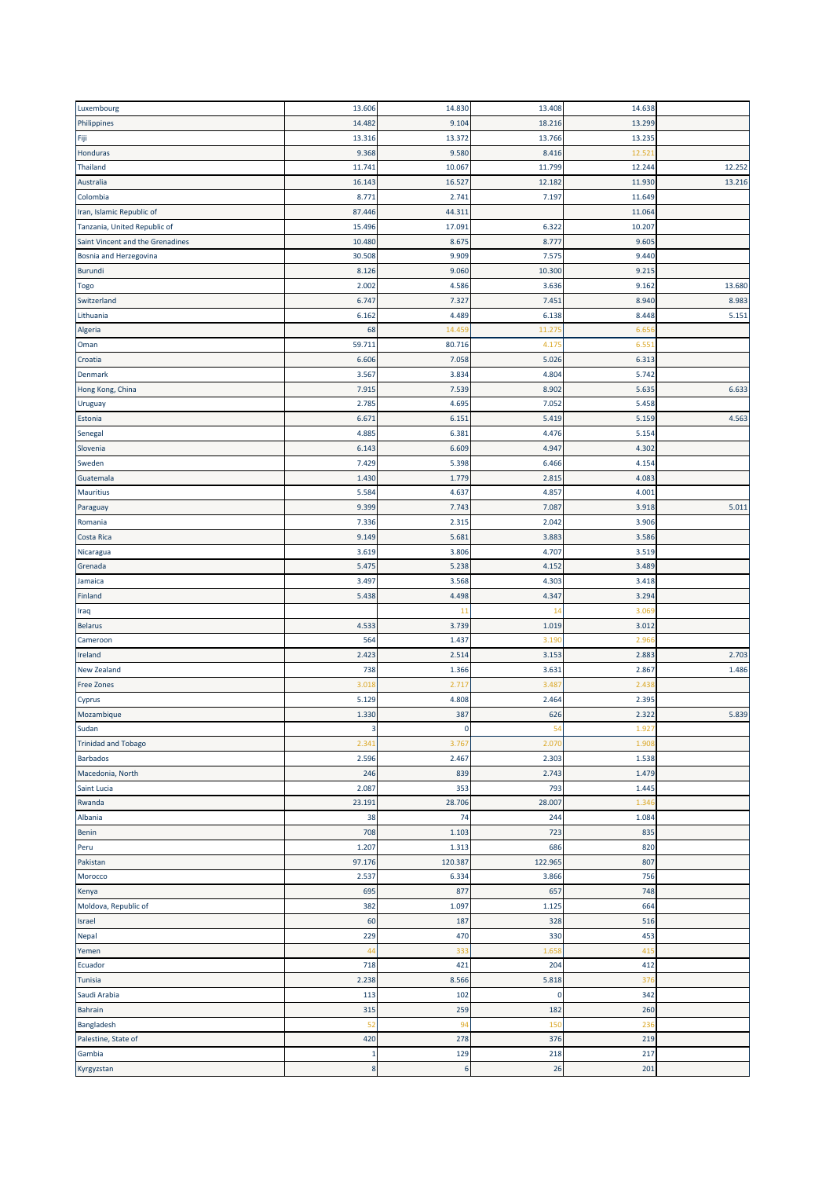| | | | | | |
|---|---|---|---|---|---|
| Luxembourg | 13.606 | 14.830 | 13.408 | 14.638 | |
| Philippines | 14.482 | 9.104 | 18.216 | 13.299 | |
| Fiji | 13.316 | 13.372 | 13.766 | 13.235 | |
| Honduras | 9.368 | 9.580 | 8.416 | 12.521 | |
| Thailand | 11.741 | 10.067 | 11.799 | 12.244 | 12.252 |
| Australia | 16.143 | 16.527 | 12.182 | 11.930 | 13.216 |
| Colombia | 8.771 | 2.741 | 7.197 | 11.649 | |
| Iran, Islamic Republic of | 87.446 | 44.311 | | 11.064 | |
| Tanzania, United Republic of | 15.496 | 17.091 | 6.322 | 10.207 | |
| Saint Vincent and the Grenadines | 10.480 | 8.675 | 8.777 | 9.605 | |
| Bosnia and Herzegovina | 30.508 | 9.909 | 7.575 | 9.440 | |
| Burundi | 8.126 | 9.060 | 10.300 | 9.215 | |
| Togo | 2.002 | 4.586 | 3.636 | 9.162 | 13.680 |
| Switzerland | 6.747 | 7.327 | 7.451 | 8.940 | 8.983 |
| Lithuania | 6.162 | 4.489 | 6.138 | 8.448 | 5.151 |
| Algeria | 68 | 14.459 | 11.275 | 6.656 | |
| Oman | 59.711 | 80.716 | 4.175 | 6.551 | |
| Croatia | 6.606 | 7.058 | 5.026 | 6.313 | |
| Denmark | 3.567 | 3.834 | 4.804 | 5.742 | |
| Hong Kong, China | 7.915 | 7.539 | 8.902 | 5.635 | 6.633 |
| Uruguay | 2.785 | 4.695 | 7.052 | 5.458 | |
| Estonia | 6.671 | 6.151 | 5.419 | 5.159 | 4.563 |
| Senegal | 4.885 | 6.381 | 4.476 | 5.154 | |
| Slovenia | 6.143 | 6.609 | 4.947 | 4.302 | |
| Sweden | 7.429 | 5.398 | 6.466 | 4.154 | |
| Guatemala | 1.430 | 1.779 | 2.815 | 4.083 | |
| Mauritius | 5.584 | 4.637 | 4.857 | 4.001 | |
| Paraguay | 9.399 | 7.743 | 7.087 | 3.918 | 5.011 |
| Romania | 7.336 | 2.315 | 2.042 | 3.906 | |
| Costa Rica | 9.149 | 5.681 | 3.883 | 3.586 | |
| Nicaragua | 3.619 | 3.806 | 4.707 | 3.519 | |
| Grenada | 5.475 | 5.238 | 4.152 | 3.489 | |
| Jamaica | 3.497 | 3.568 | 4.303 | 3.418 | |
| Finland | 5.438 | 4.498 | 4.347 | 3.294 | |
| Iraq | | 11 | 14 | 3.069 | |
| Belarus | 4.533 | 3.739 | 1.019 | 3.012 | |
| Cameroon | 564 | 1.437 | 3.190 | 2.966 | |
| Ireland | 2.423 | 2.514 | 3.153 | 2.883 | 2.703 |
| New Zealand | 738 | 1.366 | 3.631 | 2.867 | 1.486 |
| Free Zones | 3.018 | 2.717 | 3.487 | 2.438 | |
| Cyprus | 5.129 | 4.808 | 2.464 | 2.395 | |
| Mozambique | 1.330 | 387 | 626 | 2.322 | 5.839 |
| Sudan | 3 | 0 | 54 | 1.927 | |
| Trinidad and Tobago | 2.341 | 3.767 | 2.070 | 1.908 | |
| Barbados | 2.596 | 2.467 | 2.303 | 1.538 | |
| Macedonia, North | 246 | 839 | 2.743 | 1.479 | |
| Saint Lucia | 2.087 | 353 | 793 | 1.445 | |
| Rwanda | 23.191 | 28.706 | 28.007 | 1.346 | |
| Albania | 38 | 74 | 244 | 1.084 | |
| Benin | 708 | 1.103 | 723 | 835 | |
| Peru | 1.207 | 1.313 | 686 | 820 | |
| Pakistan | 97.176 | 120.387 | 122.965 | 807 | |
| Morocco | 2.537 | 6.334 | 3.866 | 756 | |
| Kenya | 695 | 877 | 657 | 748 | |
| Moldova, Republic of | 382 | 1.097 | 1.125 | 664 | |
| Israel | 60 | 187 | 328 | 516 | |
| Nepal | 229 | 470 | 330 | 453 | |
| Yemen | 44 | 333 | 1.658 | 415 | |
| Ecuador | 718 | 421 | 204 | 412 | |
| Tunisia | 2.238 | 8.566 | 5.818 | 376 | |
| Saudi Arabia | 113 | 102 | 0 | 342 | |
| Bahrain | 315 | 259 | 182 | 260 | |
| Bangladesh | 52 | 94 | 150 | 236 | |
| Palestine, State of | 420 | 278 | 376 | 219 | |
| Gambia | 1 | 129 | 218 | 217 | |
| Kyrgyzstan | 8 | 6 | 26 | 201 | |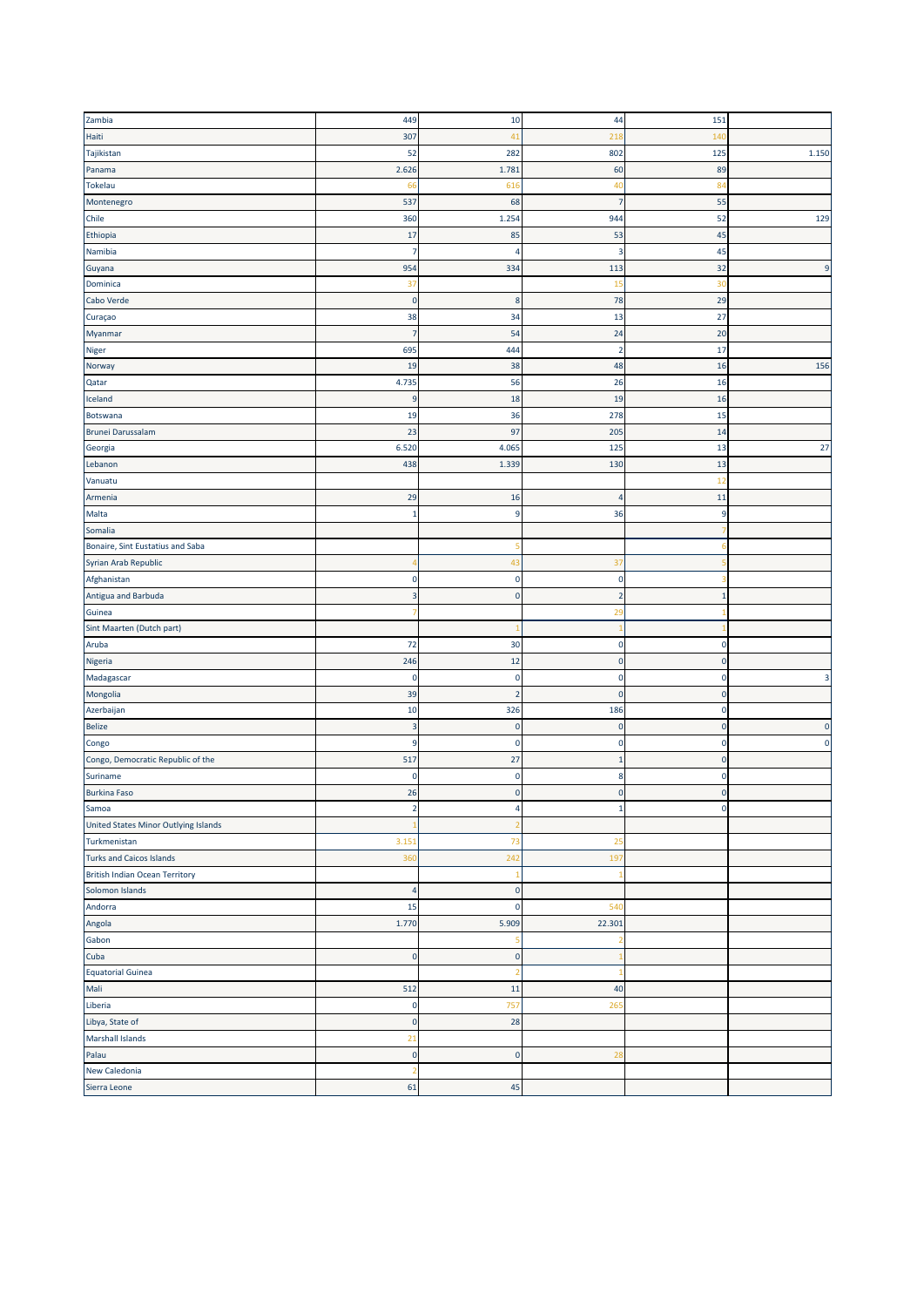| | | | | | |
|---|---|---|---|---|---|
| Zambia | 449 | 10 | 44 | 151 | |
| Haiti | 307 | 41 | 218 | 140 | |
| Tajikistan | 52 | 282 | 802 | 125 | 1.150 |
| Panama | 2.626 | 1.781 | 60 | 89 | |
| Tokelau | 66 | 616 | 40 | 84 | |
| Montenegro | 537 | 68 | 7 | 55 | |
| Chile | 360 | 1.254 | 944 | 52 | 129 |
| Ethiopia | 17 | 85 | 53 | 45 | |
| Namibia | 7 | 4 | 3 | 45 | |
| Guyana | 954 | 334 | 113 | 32 | 9 |
| Dominica | 37 | | 15 | 30 | |
| Cabo Verde | 0 | 8 | 78 | 29 | |
| Curaçao | 38 | 34 | 13 | 27 | |
| Myanmar | 7 | 54 | 24 | 20 | |
| Niger | 695 | 444 | 2 | 17 | |
| Norway | 19 | 38 | 48 | 16 | 156 |
| Qatar | 4.735 | 56 | 26 | 16 | |
| Iceland | 9 | 18 | 19 | 16 | |
| Botswana | 19 | 36 | 278 | 15 | |
| Brunei Darussalam | 23 | 97 | 205 | 14 | |
| Georgia | 6.520 | 4.065 | 125 | 13 | 27 |
| Lebanon | 438 | 1.339 | 130 | 13 | |
| Vanuatu | | | | 12 | |
| Armenia | 29 | 16 | 4 | 11 | |
| Malta | 1 | 9 | 36 | 9 | |
| Somalia | | | | 7 | |
| Bonaire, Sint Eustatius and Saba | | 5 | | 6 | |
| Syrian Arab Republic | 4 | 43 | 37 | 5 | |
| Afghanistan | 0 | 0 | 0 | 3 | |
| Antigua and Barbuda | 3 | 0 | 2 | 1 | |
| Guinea | 7 | | 29 | 1 | |
| Sint Maarten (Dutch part) | | 1 | 1 | 1 | |
| Aruba | 72 | 30 | 0 | 0 | |
| Nigeria | 246 | 12 | 0 | 0 | |
| Madagascar | 0 | 0 | 0 | 0 | 3 |
| Mongolia | 39 | 2 | 0 | 0 | |
| Azerbaijan | 10 | 326 | 186 | 0 | |
| Belize | 3 | 0 | 0 | 0 | 0 |
| Congo | 9 | 0 | 0 | 0 | 0 |
| Congo, Democratic Republic of the | 517 | 27 | 1 | 0 | |
| Suriname | 0 | 0 | 8 | 0 | |
| Burkina Faso | 26 | 0 | 0 | 0 | |
| Samoa | 2 | 4 | 1 | 0 | |
| United States Minor Outlying Islands | 1 | 2 | | | |
| Turkmenistan | 3.151 | 73 | 25 | | |
| Turks and Caicos Islands | 360 | 242 | 197 | | |
| British Indian Ocean Territory | | 1 | 1 | | |
| Solomon Islands | 4 | 0 | | | |
| Andorra | 15 | 0 | 540 | | |
| Angola | 1.770 | 5.909 | 22.301 | | |
| Gabon | | 5 | 2 | | |
| Cuba | 0 | 0 | 1 | | |
| Equatorial Guinea | | 2 | 1 | | |
| Mali | 512 | 11 | 40 | | |
| Liberia | 0 | 757 | 265 | | |
| Libya, State of | 0 | 28 | | | |
| Marshall Islands | 21 | | | | |
| Palau | 0 | 0 | 28 | | |
| New Caledonia | 2 | | | | |
| Sierra Leone | 61 | 45 | | | |